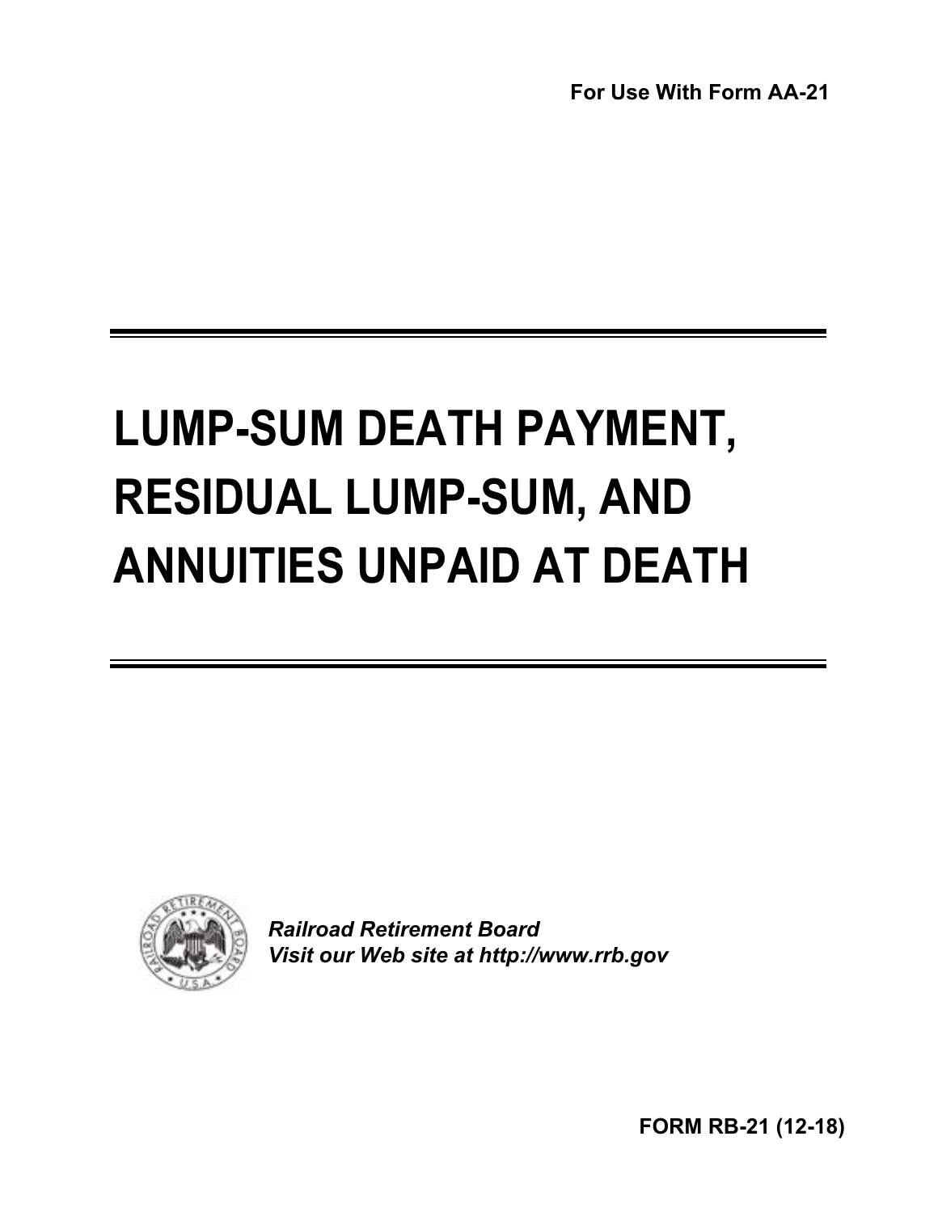**For Use With Form AA-21**

# LUMP-SUM DEATH PAYMENT, RESIDUAL LUMP-SUM, AND ANNUITIES UNPAID AT DEATH

*Railroad Retirement Board*
*Visit our Web site at http://www.rrb.gov*

**FORM RB-21 (12-18)**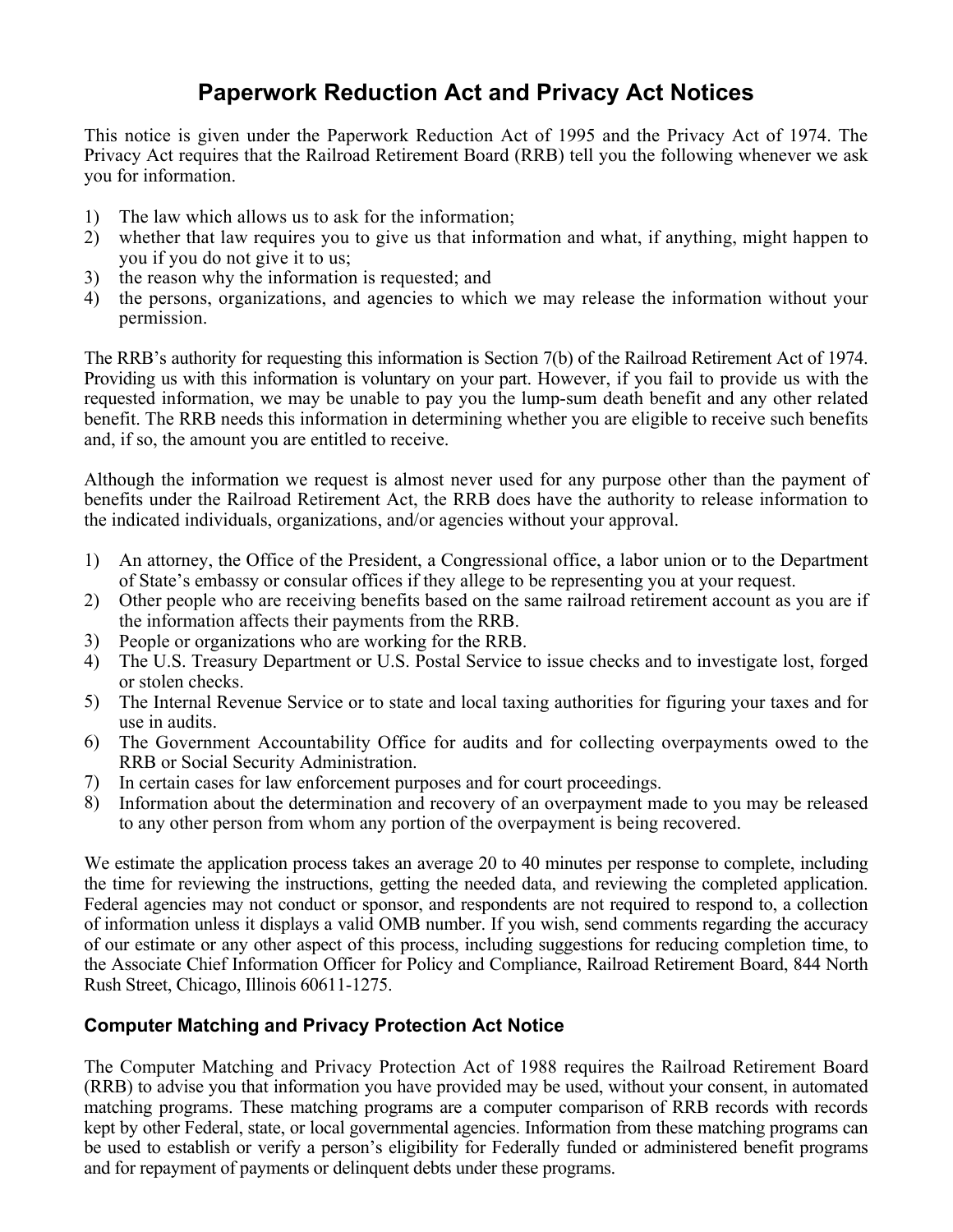# Paperwork Reduction Act and Privacy Act Notices

This notice is given under the Paperwork Reduction Act of 1995 and the Privacy Act of 1974. The Privacy Act requires that the Railroad Retirement Board (RRB) tell you the following whenever we ask you for information.

1) The law which allows us to ask for the information;
2) whether that law requires you to give us that information and what, if anything, might happen to you if you do not give it to us;
3) the reason why the information is requested; and
4) the persons, organizations, and agencies to which we may release the information without your permission.

The RRB's authority for requesting this information is Section 7(b) of the Railroad Retirement Act of 1974. Providing us with this information is voluntary on your part. However, if you fail to provide us with the requested information, we may be unable to pay you the lump-sum death benefit and any other related benefit. The RRB needs this information in determining whether you are eligible to receive such benefits and, if so, the amount you are entitled to receive.

Although the information we request is almost never used for any purpose other than the payment of benefits under the Railroad Retirement Act, the RRB does have the authority to release information to the indicated individuals, organizations, and/or agencies without your approval.

1) An attorney, the Office of the President, a Congressional office, a labor union or to the Department of State's embassy or consular offices if they allege to be representing you at your request.
2) Other people who are receiving benefits based on the same railroad retirement account as you are if the information affects their payments from the RRB.
3) People or organizations who are working for the RRB.
4) The U.S. Treasury Department or U.S. Postal Service to issue checks and to investigate lost, forged or stolen checks.
5) The Internal Revenue Service or to state and local taxing authorities for figuring your taxes and for use in audits.
6) The Government Accountability Office for audits and for collecting overpayments owed to the RRB or Social Security Administration.
7) In certain cases for law enforcement purposes and for court proceedings.
8) Information about the determination and recovery of an overpayment made to you may be released to any other person from whom any portion of the overpayment is being recovered.

We estimate the application process takes an average 20 to 40 minutes per response to complete, including the time for reviewing the instructions, getting the needed data, and reviewing the completed application. Federal agencies may not conduct or sponsor, and respondents are not required to respond to, a collection of information unless it displays a valid OMB number. If you wish, send comments regarding the accuracy of our estimate or any other aspect of this process, including suggestions for reducing completion time, to the Associate Chief Information Officer for Policy and Compliance, Railroad Retirement Board, 844 North Rush Street, Chicago, Illinois 60611-1275.

## Computer Matching and Privacy Protection Act Notice

The Computer Matching and Privacy Protection Act of 1988 requires the Railroad Retirement Board (RRB) to advise you that information you have provided may be used, without your consent, in automated matching programs. These matching programs are a computer comparison of RRB records with records kept by other Federal, state, or local governmental agencies. Information from these matching programs can be used to establish or verify a person's eligibility for Federally funded or administered benefit programs and for repayment of payments or delinquent debts under these programs.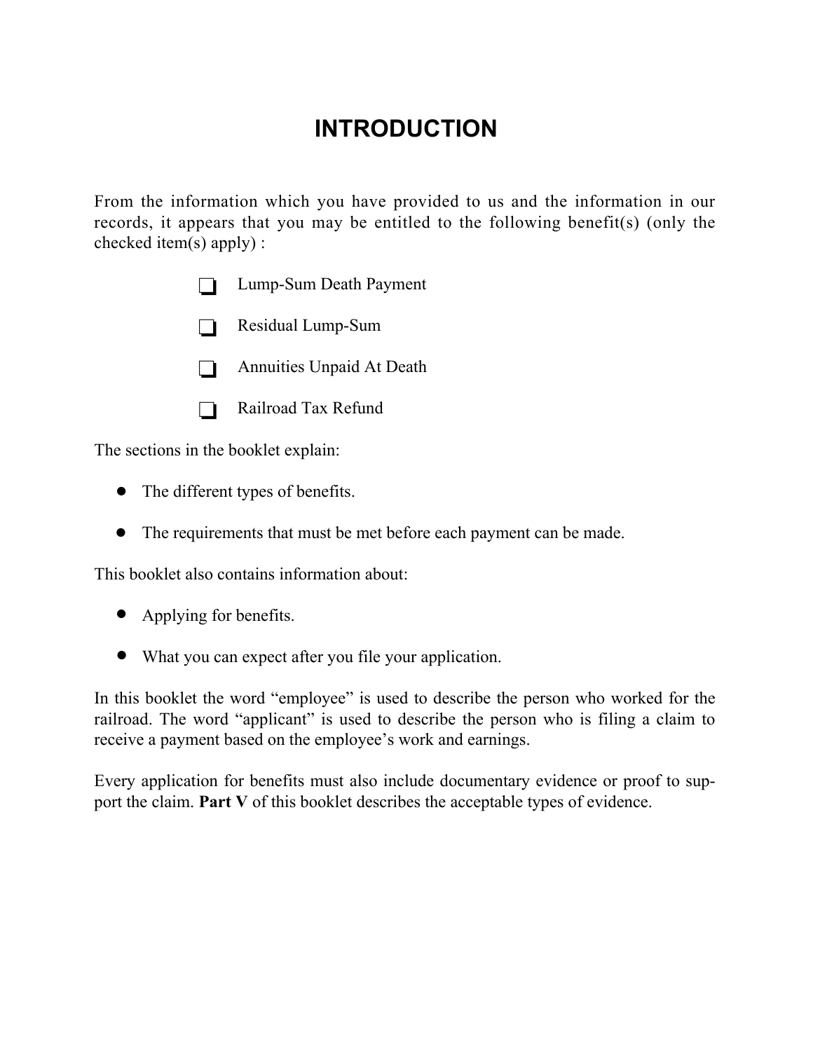# INTRODUCTION

From the information which you have provided to us and the information in our records, it appears that you may be entitled to the following benefit(s) (only the checked item(s) apply) :

- ❑ Lump-Sum Death Payment
- ❑ Residual Lump-Sum
- ❑ Annuities Unpaid At Death
- ❑ Railroad Tax Refund

The sections in the booklet explain:

- The different types of benefits.
- The requirements that must be met before each payment can be made.

This booklet also contains information about:

- Applying for benefits.
- What you can expect after you file your application.

In this booklet the word "employee" is used to describe the person who worked for the railroad. The word "applicant" is used to describe the person who is filing a claim to receive a payment based on the employee's work and earnings.

Every application for benefits must also include documentary evidence or proof to support the claim. **Part V** of this booklet describes the acceptable types of evidence.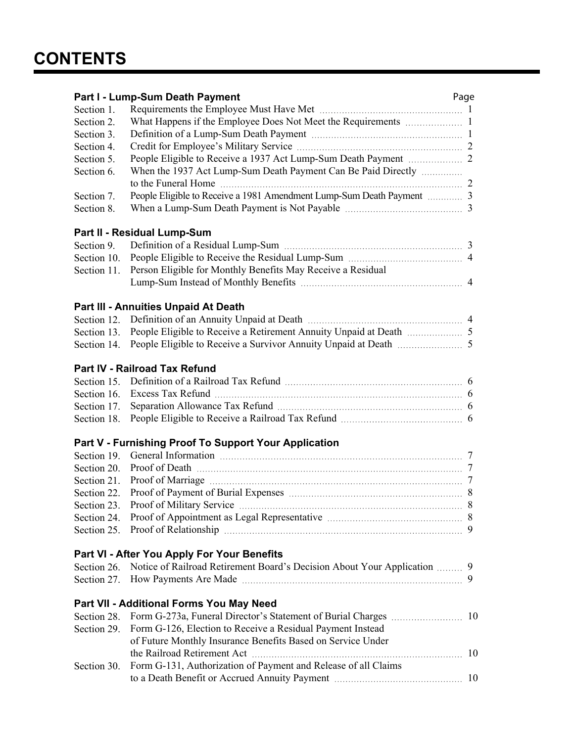# CONTENTS

| **Part I - Lump-Sum Death Payment** | | Page |
|---|---|---|
| Section 1. | Requirements the Employee Must Have Met | 1 |
| Section 2. | What Happens if the Employee Does Not Meet the Requirements | 1 |
| Section 3. | Definition of a Lump-Sum Death Payment | 1 |
| Section 4. | Credit for Employee's Military Service | 2 |
| Section 5. | People Eligible to Receive a 1937 Act Lump-Sum Death Payment | 2 |
| Section 6. | When the 1937 Act Lump-Sum Death Payment Can Be Paid Directly to the Funeral Home | 2 |
| Section 7. | People Eligible to Receive a 1981 Amendment Lump-Sum Death Payment | 3 |
| Section 8. | When a Lump-Sum Death Payment is Not Payable | 3 |
| **Part II - Residual Lump-Sum** | | |
| Section 9. | Definition of a Residual Lump-Sum | 3 |
| Section 10. | People Eligible to Receive the Residual Lump-Sum | 4 |
| Section 11. | Person Eligible for Monthly Benefits May Receive a Residual Lump-Sum Instead of Monthly Benefits | 4 |
| **Part III - Annuities Unpaid At Death** | | |
| Section 12. | Definition of an Annuity Unpaid at Death | 4 |
| Section 13. | People Eligible to Receive a Retirement Annuity Unpaid at Death | 5 |
| Section 14. | People Eligible to Receive a Survivor Annuity Unpaid at Death | 5 |
| **Part IV - Railroad Tax Refund** | | |
| Section 15. | Definition of a Railroad Tax Refund | 6 |
| Section 16. | Excess Tax Refund | 6 |
| Section 17. | Separation Allowance Tax Refund | 6 |
| Section 18. | People Eligible to Receive a Railroad Tax Refund | 6 |
| **Part V - Furnishing Proof To Support Your Application** | | |
| Section 19. | General Information | 7 |
| Section 20. | Proof of Death | 7 |
| Section 21. | Proof of Marriage | 7 |
| Section 22. | Proof of Payment of Burial Expenses | 8 |
| Section 23. | Proof of Military Service | 8 |
| Section 24. | Proof of Appointment as Legal Representative | 8 |
| Section 25. | Proof of Relationship | 9 |
| **Part VI - After You Apply For Your Benefits** | | |
| Section 26. | Notice of Railroad Retirement Board's Decision About Your Application | 9 |
| Section 27. | How Payments Are Made | 9 |
| **Part VII - Additional Forms You May Need** | | |
| Section 28. | Form G-273a, Funeral Director's Statement of Burial Charges | 10 |
| Section 29. | Form G-126, Election to Receive a Residual Payment Instead of Future Monthly Insurance Benefits Based on Service Under the Railroad Retirement Act | 10 |
| Section 30. | Form G-131, Authorization of Payment and Release of all Claims to a Death Benefit or Accrued Annuity Payment | 10 |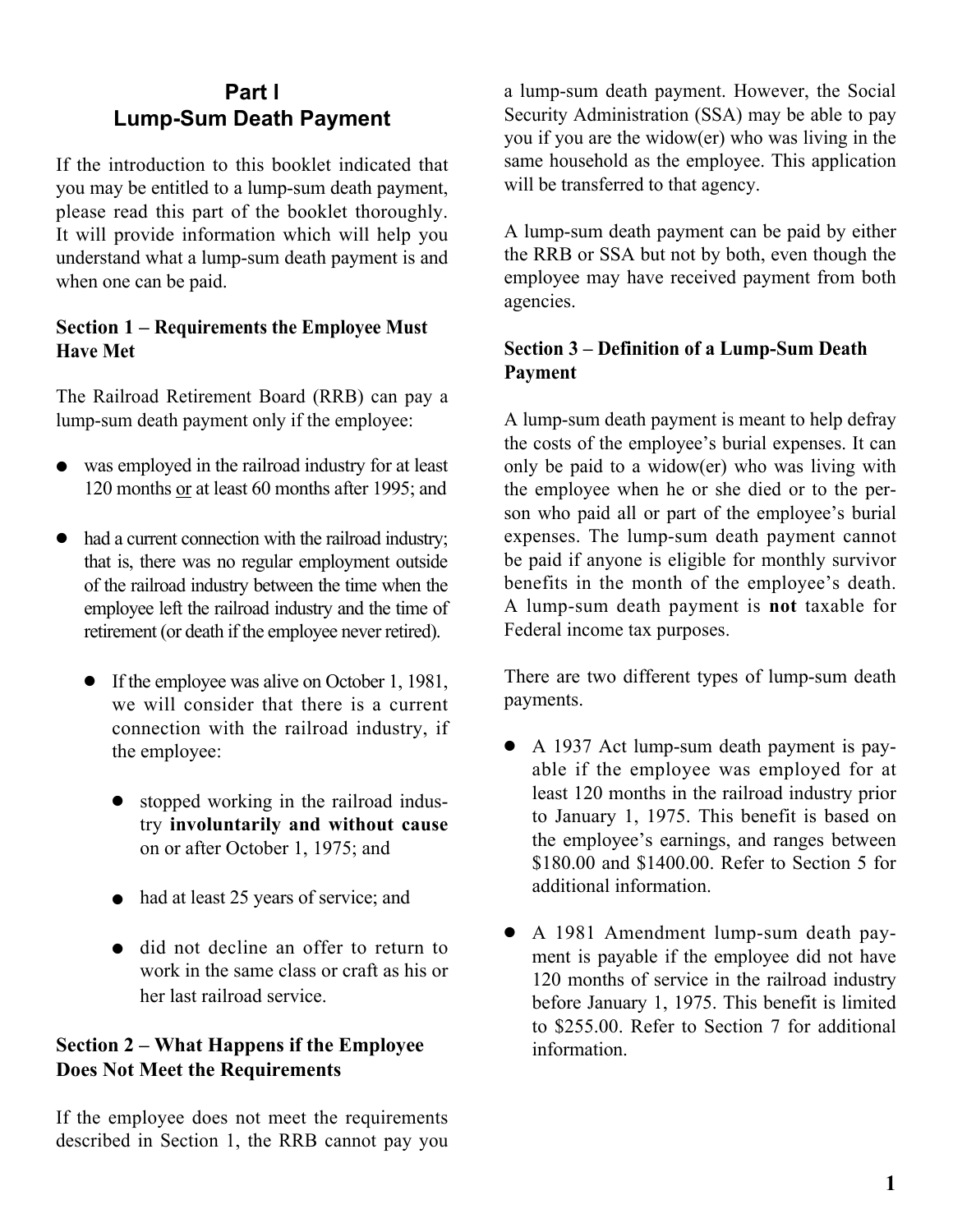# Part I
# Lump-Sum Death Payment

If the introduction to this booklet indicated that you may be entitled to a lump-sum death payment, please read this part of the booklet thoroughly. It will provide information which will help you understand what a lump-sum death payment is and when one can be paid.

### Section 1 – Requirements the Employee Must Have Met

The Railroad Retirement Board (RRB) can pay a lump-sum death payment only if the employee:

- was employed in the railroad industry for at least 120 months or at least 60 months after 1995; and
- had a current connection with the railroad industry; that is, there was no regular employment outside of the railroad industry between the time when the employee left the railroad industry and the time of retirement (or death if the employee never retired).
  - If the employee was alive on October 1, 1981, we will consider that there is a current connection with the railroad industry, if the employee:
    - stopped working in the railroad industry **involuntarily and without cause** on or after October 1, 1975; and
    - had at least 25 years of service; and
    - did not decline an offer to return to work in the same class or craft as his or her last railroad service.

### Section 2 – What Happens if the Employee Does Not Meet the Requirements

If the employee does not meet the requirements described in Section 1, the RRB cannot pay you a lump-sum death payment. However, the Social Security Administration (SSA) may be able to pay you if you are the widow(er) who was living in the same household as the employee. This application will be transferred to that agency.

A lump-sum death payment can be paid by either the RRB or SSA but not by both, even though the employee may have received payment from both agencies.

### Section 3 – Definition of a Lump-Sum Death Payment

A lump-sum death payment is meant to help defray the costs of the employee's burial expenses. It can only be paid to a widow(er) who was living with the employee when he or she died or to the person who paid all or part of the employee's burial expenses. The lump-sum death payment cannot be paid if anyone is eligible for monthly survivor benefits in the month of the employee's death. A lump-sum death payment is **not** taxable for Federal income tax purposes.

There are two different types of lump-sum death payments.

- A 1937 Act lump-sum death payment is payable if the employee was employed for at least 120 months in the railroad industry prior to January 1, 1975. This benefit is based on the employee's earnings, and ranges between $180.00 and $1400.00. Refer to Section 5 for additional information.
- A 1981 Amendment lump-sum death payment is payable if the employee did not have 120 months of service in the railroad industry before January 1, 1975. This benefit is limited to $255.00. Refer to Section 7 for additional information.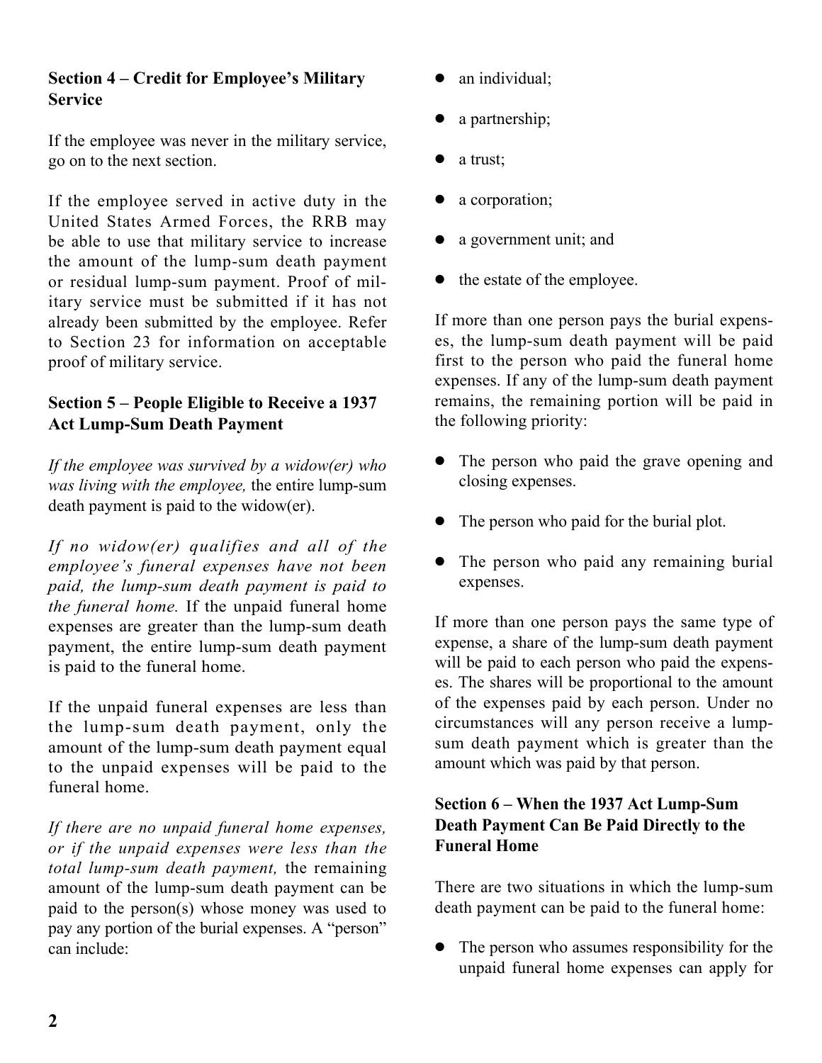### Section 4 – Credit for Employee's Military Service

If the employee was never in the military service, go on to the next section.

If the employee served in active duty in the United States Armed Forces, the RRB may be able to use that military service to increase the amount of the lump-sum death payment or residual lump-sum payment. Proof of military service must be submitted if it has not already been submitted by the employee. Refer to Section 23 for information on acceptable proof of military service.

### Section 5 – People Eligible to Receive a 1937 Act Lump-Sum Death Payment

*If the employee was survived by a widow(er) who was living with the employee,* the entire lump-sum death payment is paid to the widow(er).

*If no widow(er) qualifies and all of the employee's funeral expenses have not been paid, the lump-sum death payment is paid to the funeral home.* If the unpaid funeral home expenses are greater than the lump-sum death payment, the entire lump-sum death payment is paid to the funeral home.

If the unpaid funeral expenses are less than the lump-sum death payment, only the amount of the lump-sum death payment equal to the unpaid expenses will be paid to the funeral home.

*If there are no unpaid funeral home expenses, or if the unpaid expenses were less than the total lump-sum death payment,* the remaining amount of the lump-sum death payment can be paid to the person(s) whose money was used to pay any portion of the burial expenses. A "person" can include:

- an individual;
- a partnership;
- a trust;
- a corporation;
- a government unit; and
- the estate of the employee.

If more than one person pays the burial expenses, the lump-sum death payment will be paid first to the person who paid the funeral home expenses. If any of the lump-sum death payment remains, the remaining portion will be paid in the following priority:

- The person who paid the grave opening and closing expenses.
- The person who paid for the burial plot.
- The person who paid any remaining burial expenses.

If more than one person pays the same type of expense, a share of the lump-sum death payment will be paid to each person who paid the expenses. The shares will be proportional to the amount of the expenses paid by each person. Under no circumstances will any person receive a lump-sum death payment which is greater than the amount which was paid by that person.

### Section 6 – When the 1937 Act Lump-Sum Death Payment Can Be Paid Directly to the Funeral Home

There are two situations in which the lump-sum death payment can be paid to the funeral home:

- The person who assumes responsibility for the unpaid funeral home expenses can apply for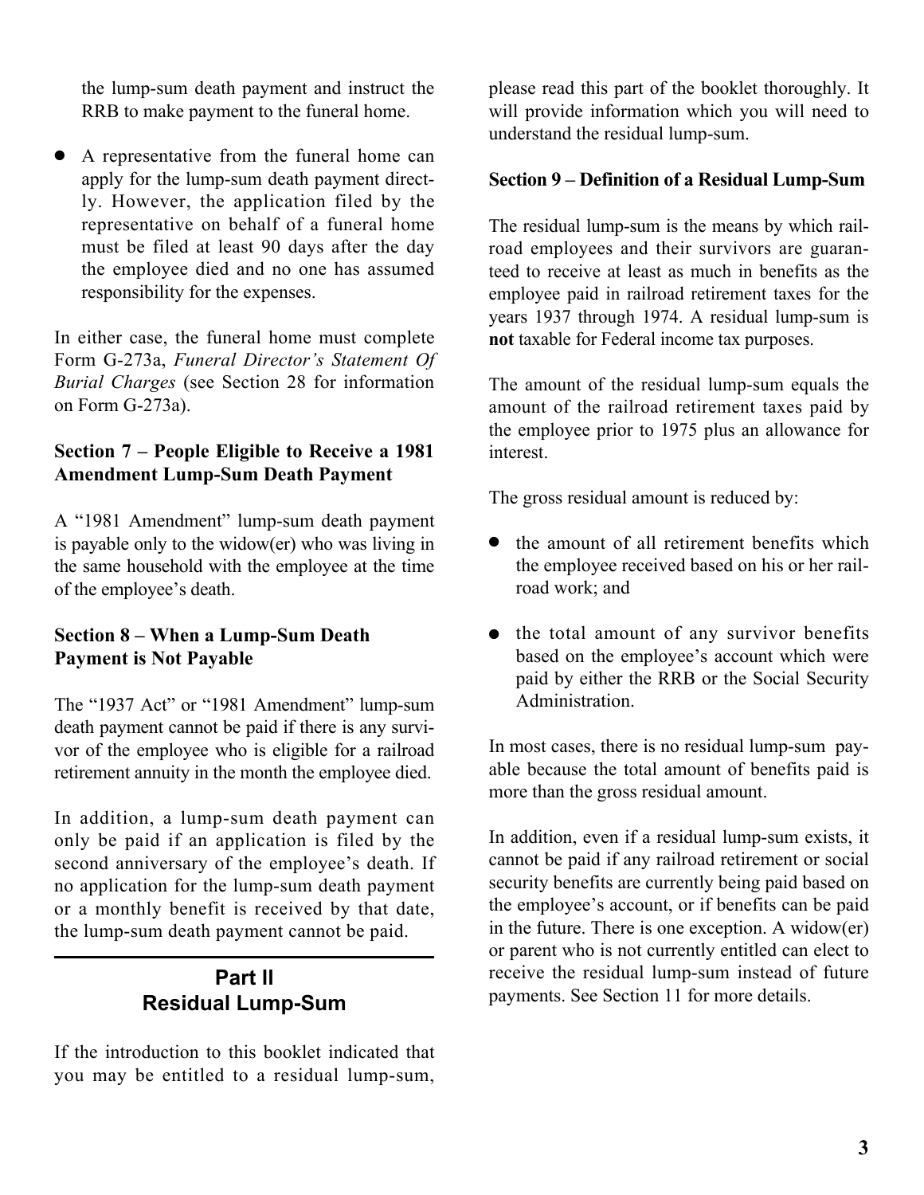the lump-sum death payment and instruct the RRB to make payment to the funeral home.

- A representative from the funeral home can apply for the lump-sum death payment directly. However, the application filed by the representative on behalf of a funeral home must be filed at least 90 days after the day the employee died and no one has assumed responsibility for the expenses.

In either case, the funeral home must complete Form G-273a, *Funeral Director's Statement Of Burial Charges* (see Section 28 for information on Form G-273a).

### Section 7 – People Eligible to Receive a 1981 Amendment Lump-Sum Death Payment

A "1981 Amendment" lump-sum death payment is payable only to the widow(er) who was living in the same household with the employee at the time of the employee's death.

### Section 8 – When a Lump-Sum Death Payment is Not Payable

The "1937 Act" or "1981 Amendment" lump-sum death payment cannot be paid if there is any survivor of the employee who is eligible for a railroad retirement annuity in the month the employee died.

In addition, a lump-sum death payment can only be paid if an application is filed by the second anniversary of the employee's death. If no application for the lump-sum death payment or a monthly benefit is received by that date, the lump-sum death payment cannot be paid.

---

## Part II
## Residual Lump-Sum

If the introduction to this booklet indicated that you may be entitled to a residual lump-sum, please read this part of the booklet thoroughly. It will provide information which you will need to understand the residual lump-sum.

### Section 9 – Definition of a Residual Lump-Sum

The residual lump-sum is the means by which railroad employees and their survivors are guaranteed to receive at least as much in benefits as the employee paid in railroad retirement taxes for the years 1937 through 1974. A residual lump-sum is **not** taxable for Federal income tax purposes.

The amount of the residual lump-sum equals the amount of the railroad retirement taxes paid by the employee prior to 1975 plus an allowance for interest.

The gross residual amount is reduced by:

- the amount of all retirement benefits which the employee received based on his or her railroad work; and
- the total amount of any survivor benefits based on the employee's account which were paid by either the RRB or the Social Security Administration.

In most cases, there is no residual lump-sum payable because the total amount of benefits paid is more than the gross residual amount.

In addition, even if a residual lump-sum exists, it cannot be paid if any railroad retirement or social security benefits are currently being paid based on the employee's account, or if benefits can be paid in the future. There is one exception. A widow(er) or parent who is not currently entitled can elect to receive the residual lump-sum instead of future payments. See Section 11 for more details.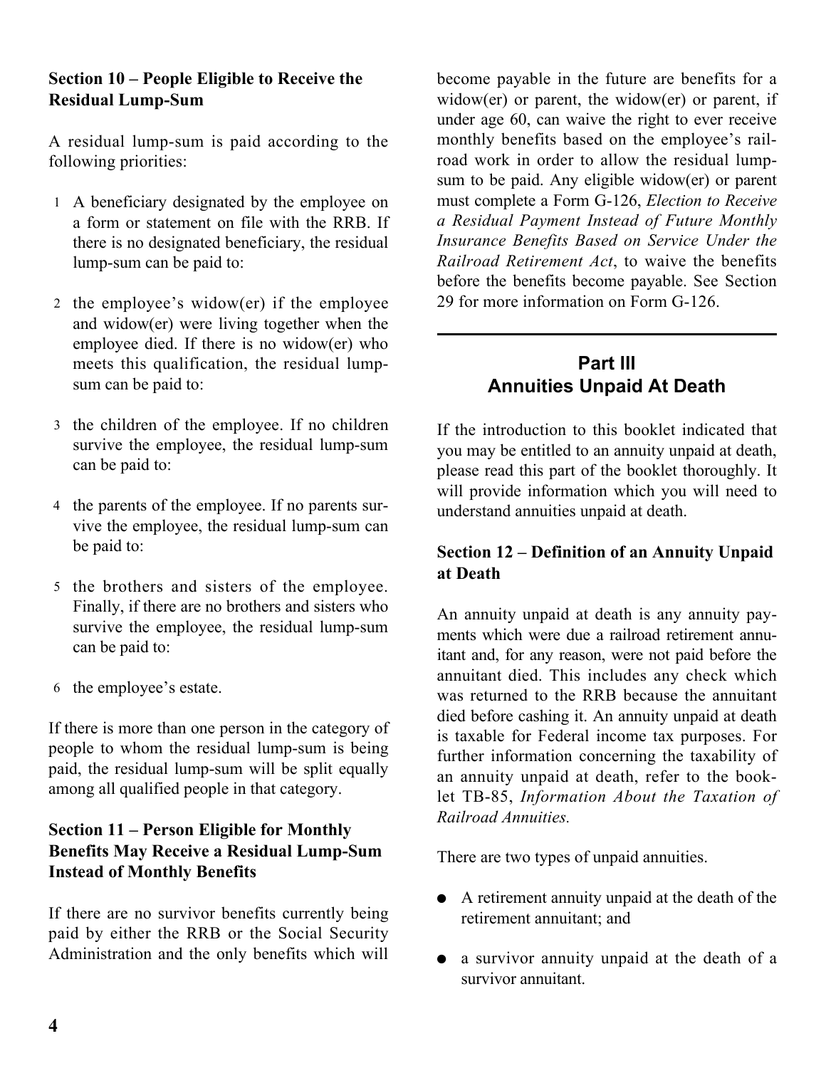### Section 10 – People Eligible to Receive the Residual Lump-Sum

A residual lump-sum is paid according to the following priorities:

1. A beneficiary designated by the employee on a form or statement on file with the RRB. If there is no designated beneficiary, the residual lump-sum can be paid to:

2. the employee's widow(er) if the employee and widow(er) were living together when the employee died. If there is no widow(er) who meets this qualification, the residual lump-sum can be paid to:

3. the children of the employee. If no children survive the employee, the residual lump-sum can be paid to:

4. the parents of the employee. If no parents survive the employee, the residual lump-sum can be paid to:

5. the brothers and sisters of the employee. Finally, if there are no brothers and sisters who survive the employee, the residual lump-sum can be paid to:

6. the employee's estate.

If there is more than one person in the category of people to whom the residual lump-sum is being paid, the residual lump-sum will be split equally among all qualified people in that category.

### Section 11 – Person Eligible for Monthly Benefits May Receive a Residual Lump-Sum Instead of Monthly Benefits

If there are no survivor benefits currently being paid by either the RRB or the Social Security Administration and the only benefits which will become payable in the future are benefits for a widow(er) or parent, the widow(er) or parent, if under age 60, can waive the right to ever receive monthly benefits based on the employee's railroad work in order to allow the residual lump-sum to be paid. Any eligible widow(er) or parent must complete a Form G-126, *Election to Receive a Residual Payment Instead of Future Monthly Insurance Benefits Based on Service Under the Railroad Retirement Act*, to waive the benefits before the benefits become payable. See Section 29 for more information on Form G-126.

---

## Part III
## Annuities Unpaid At Death

If the introduction to this booklet indicated that you may be entitled to an annuity unpaid at death, please read this part of the booklet thoroughly. It will provide information which you will need to understand annuities unpaid at death.

### Section 12 – Definition of an Annuity Unpaid at Death

An annuity unpaid at death is any annuity payments which were due a railroad retirement annuitant and, for any reason, were not paid before the annuitant died. This includes any check which was returned to the RRB because the annuitant died before cashing it. An annuity unpaid at death is taxable for Federal income tax purposes. For further information concerning the taxability of an annuity unpaid at death, refer to the booklet TB-85, *Information About the Taxation of Railroad Annuities.*

There are two types of unpaid annuities.

- A retirement annuity unpaid at the death of the retirement annuitant; and
- a survivor annuity unpaid at the death of a survivor annuitant.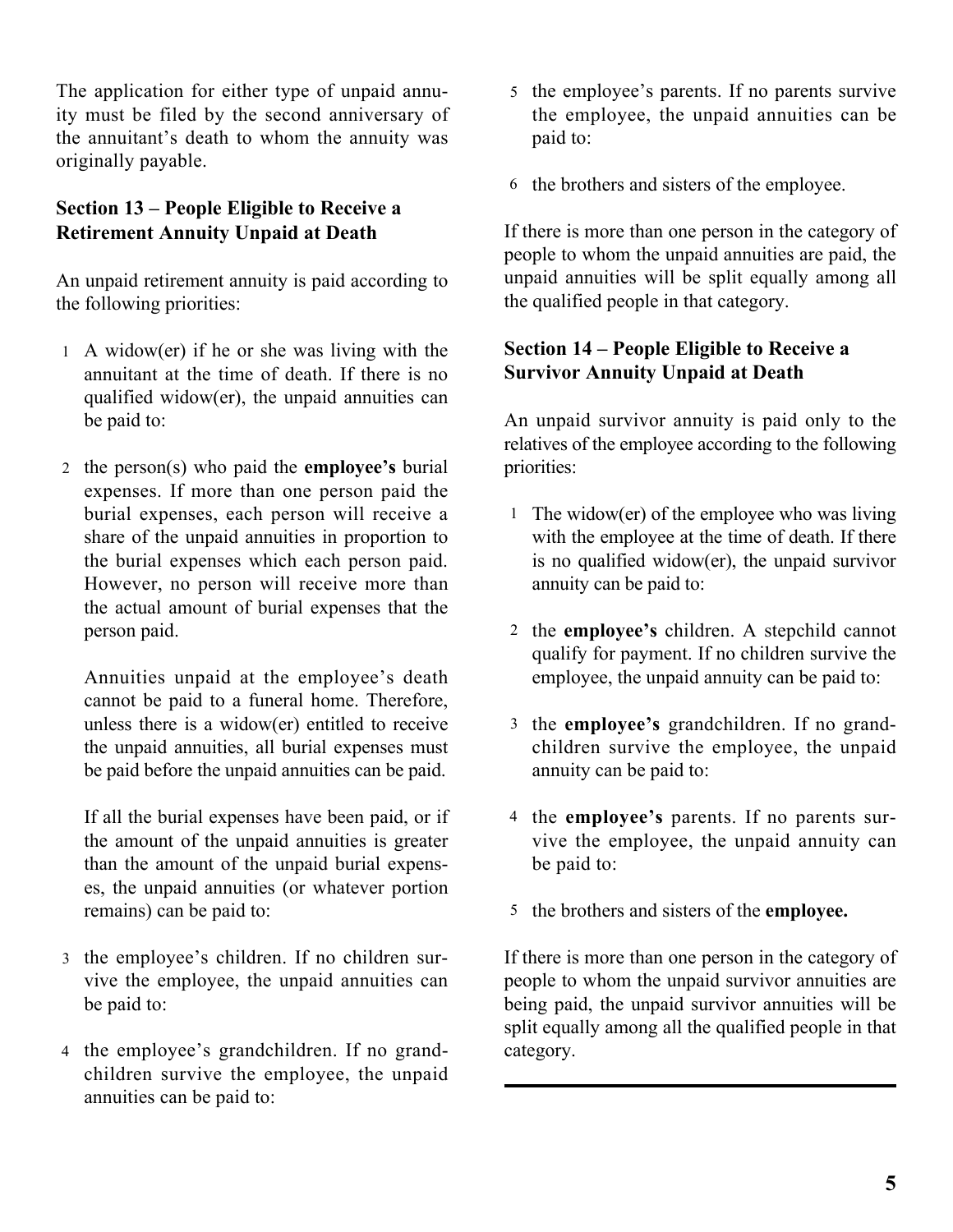The application for either type of unpaid annuity must be filed by the second anniversary of the annuitant's death to whom the annuity was originally payable.

### Section 13 – People Eligible to Receive a Retirement Annuity Unpaid at Death

An unpaid retirement annuity is paid according to the following priorities:

1. A widow(er) if he or she was living with the annuitant at the time of death. If there is no qualified widow(er), the unpaid annuities can be paid to:

2. the person(s) who paid the **employee's** burial expenses. If more than one person paid the burial expenses, each person will receive a share of the unpaid annuities in proportion to the burial expenses which each person paid. However, no person will receive more than the actual amount of burial expenses that the person paid.

   Annuities unpaid at the employee's death cannot be paid to a funeral home. Therefore, unless there is a widow(er) entitled to receive the unpaid annuities, all burial expenses must be paid before the unpaid annuities can be paid.

   If all the burial expenses have been paid, or if the amount of the unpaid annuities is greater than the amount of the unpaid burial expenses, the unpaid annuities (or whatever portion remains) can be paid to:

3. the employee's children. If no children survive the employee, the unpaid annuities can be paid to:

4. the employee's grandchildren. If no grandchildren survive the employee, the unpaid annuities can be paid to:

5. the employee's parents. If no parents survive the employee, the unpaid annuities can be paid to:

6. the brothers and sisters of the employee.

If there is more than one person in the category of people to whom the unpaid annuities are paid, the unpaid annuities will be split equally among all the qualified people in that category.

### Section 14 – People Eligible to Receive a Survivor Annuity Unpaid at Death

An unpaid survivor annuity is paid only to the relatives of the employee according to the following priorities:

1. The widow(er) of the employee who was living with the employee at the time of death. If there is no qualified widow(er), the unpaid survivor annuity can be paid to:

2. the **employee's** children. A stepchild cannot qualify for payment. If no children survive the employee, the unpaid annuity can be paid to:

3. the **employee's** grandchildren. If no grandchildren survive the employee, the unpaid annuity can be paid to:

4. the **employee's** parents. If no parents survive the employee, the unpaid annuity can be paid to:

5. the brothers and sisters of the **employee.**

If there is more than one person in the category of people to whom the unpaid survivor annuities are being paid, the unpaid survivor annuities will be split equally among all the qualified people in that category.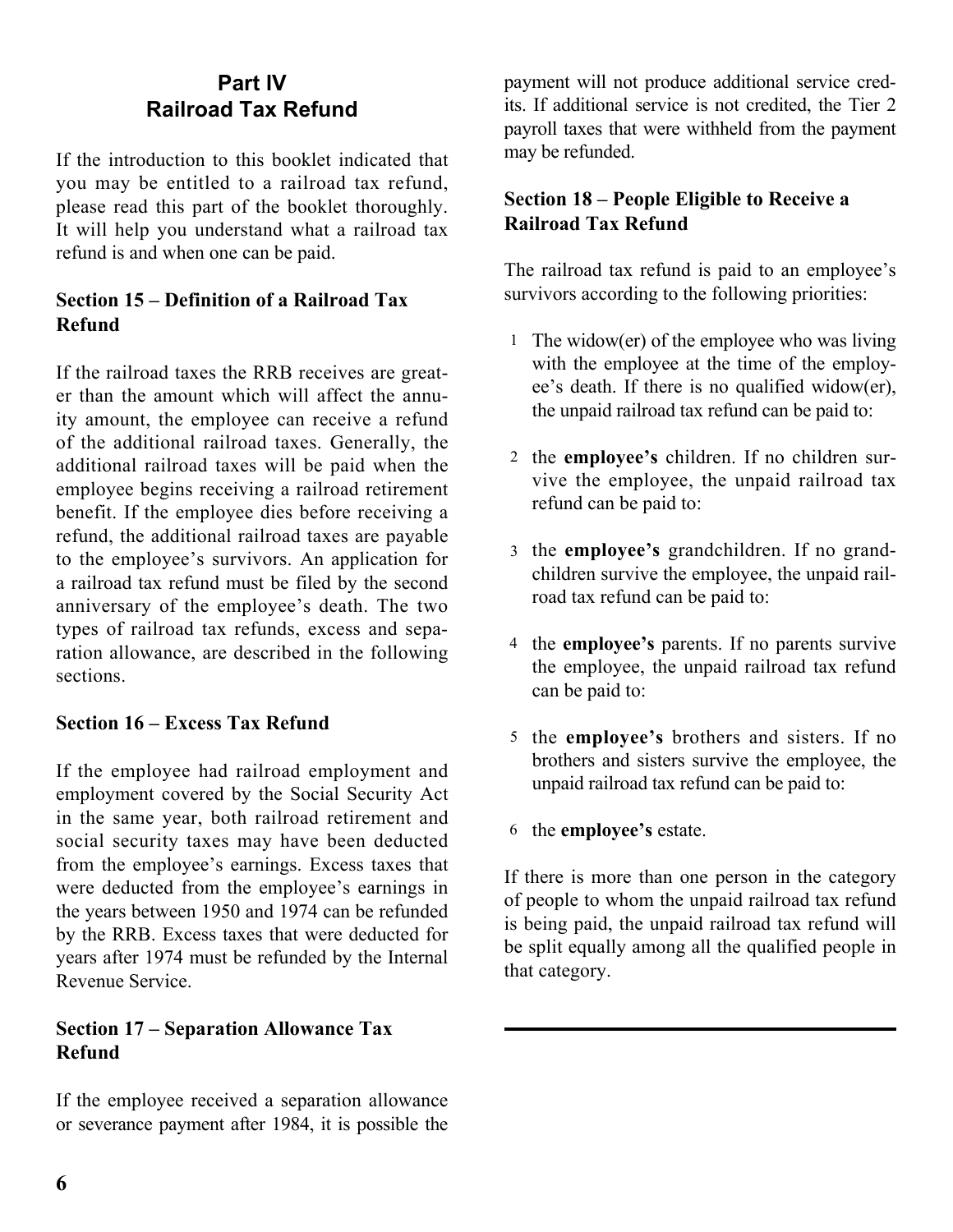## Part IV
## Railroad Tax Refund

If the introduction to this booklet indicated that you may be entitled to a railroad tax refund, please read this part of the booklet thoroughly. It will help you understand what a railroad tax refund is and when one can be paid.

### Section 15 – Definition of a Railroad Tax Refund

If the railroad taxes the RRB receives are greater than the amount which will affect the annuity amount, the employee can receive a refund of the additional railroad taxes. Generally, the additional railroad taxes will be paid when the employee begins receiving a railroad retirement benefit. If the employee dies before receiving a refund, the additional railroad taxes are payable to the employee's survivors. An application for a railroad tax refund must be filed by the second anniversary of the employee's death. The two types of railroad tax refunds, excess and separation allowance, are described in the following sections.

### Section 16 – Excess Tax Refund

If the employee had railroad employment and employment covered by the Social Security Act in the same year, both railroad retirement and social security taxes may have been deducted from the employee's earnings. Excess taxes that were deducted from the employee's earnings in the years between 1950 and 1974 can be refunded by the RRB. Excess taxes that were deducted for years after 1974 must be refunded by the Internal Revenue Service.

### Section 17 – Separation Allowance Tax Refund

If the employee received a separation allowance or severance payment after 1984, it is possible the payment will not produce additional service credits. If additional service is not credited, the Tier 2 payroll taxes that were withheld from the payment may be refunded.

### Section 18 – People Eligible to Receive a Railroad Tax Refund

The railroad tax refund is paid to an employee's survivors according to the following priorities:

1. The widow(er) of the employee who was living with the employee at the time of the employee's death. If there is no qualified widow(er), the unpaid railroad tax refund can be paid to:
2. the **employee's** children. If no children survive the employee, the unpaid railroad tax refund can be paid to:
3. the **employee's** grandchildren. If no grandchildren survive the employee, the unpaid railroad tax refund can be paid to:
4. the **employee's** parents. If no parents survive the employee, the unpaid railroad tax refund can be paid to:
5. the **employee's** brothers and sisters. If no brothers and sisters survive the employee, the unpaid railroad tax refund can be paid to:
6. the **employee's** estate.

If there is more than one person in the category of people to whom the unpaid railroad tax refund is being paid, the unpaid railroad tax refund will be split equally among all the qualified people in that category.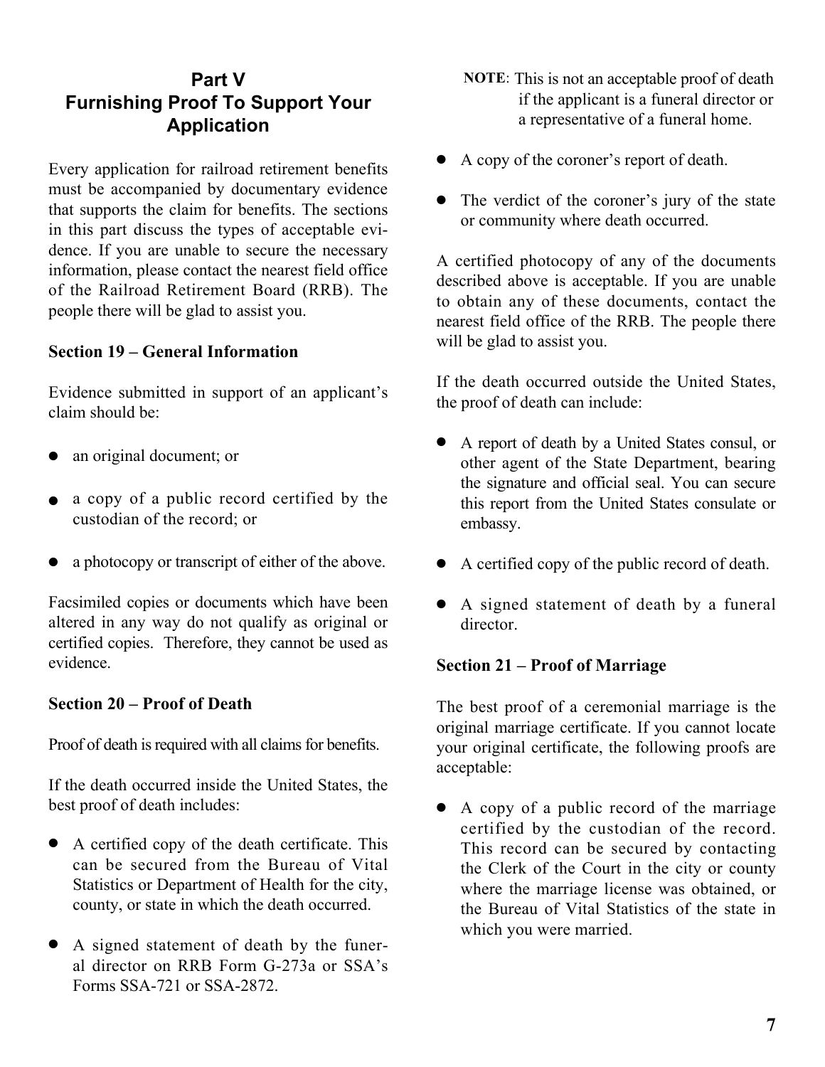## Part V
## Furnishing Proof To Support Your Application

Every application for railroad retirement benefits must be accompanied by documentary evidence that supports the claim for benefits. The sections in this part discuss the types of acceptable evidence. If you are unable to secure the necessary information, please contact the nearest field office of the Railroad Retirement Board (RRB). The people there will be glad to assist you.

### Section 19 – General Information

Evidence submitted in support of an applicant's claim should be:

- an original document; or
- a copy of a public record certified by the custodian of the record; or
- a photocopy or transcript of either of the above.

Facsimiled copies or documents which have been altered in any way do not qualify as original or certified copies. Therefore, they cannot be used as evidence.

### Section 20 – Proof of Death

Proof of death is required with all claims for benefits.

If the death occurred inside the United States, the best proof of death includes:

- A certified copy of the death certificate. This can be secured from the Bureau of Vital Statistics or Department of Health for the city, county, or state in which the death occurred.
- A signed statement of death by the funeral director on RRB Form G-273a or SSA's Forms SSA-721 or SSA-2872.

  **NOTE**: This is not an acceptable proof of death if the applicant is a funeral director or a representative of a funeral home.

- A copy of the coroner's report of death.
- The verdict of the coroner's jury of the state or community where death occurred.

A certified photocopy of any of the documents described above is acceptable. If you are unable to obtain any of these documents, contact the nearest field office of the RRB. The people there will be glad to assist you.

If the death occurred outside the United States, the proof of death can include:

- A report of death by a United States consul, or other agent of the State Department, bearing the signature and official seal. You can secure this report from the United States consulate or embassy.
- A certified copy of the public record of death.
- A signed statement of death by a funeral director.

### Section 21 – Proof of Marriage

The best proof of a ceremonial marriage is the original marriage certificate. If you cannot locate your original certificate, the following proofs are acceptable:

- A copy of a public record of the marriage certified by the custodian of the record. This record can be secured by contacting the Clerk of the Court in the city or county where the marriage license was obtained, or the Bureau of Vital Statistics of the state in which you were married.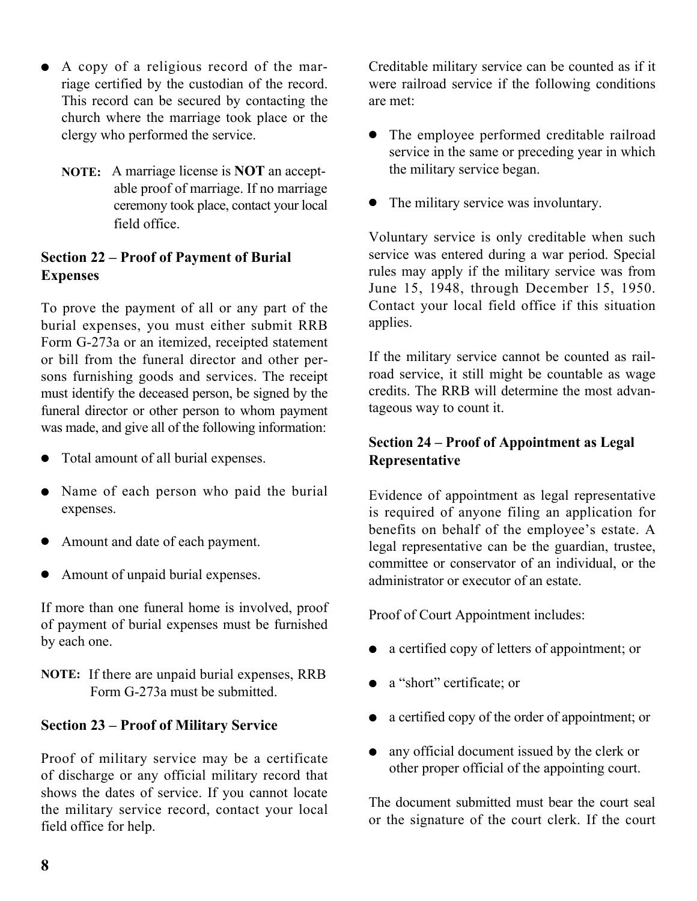- A copy of a religious record of the marriage certified by the custodian of the record. This record can be secured by contacting the church where the marriage took place or the clergy who performed the service.

  **NOTE:** A marriage license is **NOT** an acceptable proof of marriage. If no marriage ceremony took place, contact your local field office.

### Section 22 – Proof of Payment of Burial Expenses

To prove the payment of all or any part of the burial expenses, you must either submit RRB Form G-273a or an itemized, receipted statement or bill from the funeral director and other persons furnishing goods and services. The receipt must identify the deceased person, be signed by the funeral director or other person to whom payment was made, and give all of the following information:

- Total amount of all burial expenses.
- Name of each person who paid the burial expenses.
- Amount and date of each payment.
- Amount of unpaid burial expenses.

If more than one funeral home is involved, proof of payment of burial expenses must be furnished by each one.

**NOTE:** If there are unpaid burial expenses, RRB Form G-273a must be submitted.

### Section 23 – Proof of Military Service

Proof of military service may be a certificate of discharge or any official military record that shows the dates of service. If you cannot locate the military service record, contact your local field office for help.

Creditable military service can be counted as if it were railroad service if the following conditions are met:

- The employee performed creditable railroad service in the same or preceding year in which the military service began.
- The military service was involuntary.

Voluntary service is only creditable when such service was entered during a war period. Special rules may apply if the military service was from June 15, 1948, through December 15, 1950. Contact your local field office if this situation applies.

If the military service cannot be counted as railroad service, it still might be countable as wage credits. The RRB will determine the most advantageous way to count it.

### Section 24 – Proof of Appointment as Legal Representative

Evidence of appointment as legal representative is required of anyone filing an application for benefits on behalf of the employee's estate. A legal representative can be the guardian, trustee, committee or conservator of an individual, or the administrator or executor of an estate.

Proof of Court Appointment includes:

- a certified copy of letters of appointment; or
- a "short" certificate; or
- a certified copy of the order of appointment; or
- any official document issued by the clerk or other proper official of the appointing court.

The document submitted must bear the court seal or the signature of the court clerk. If the court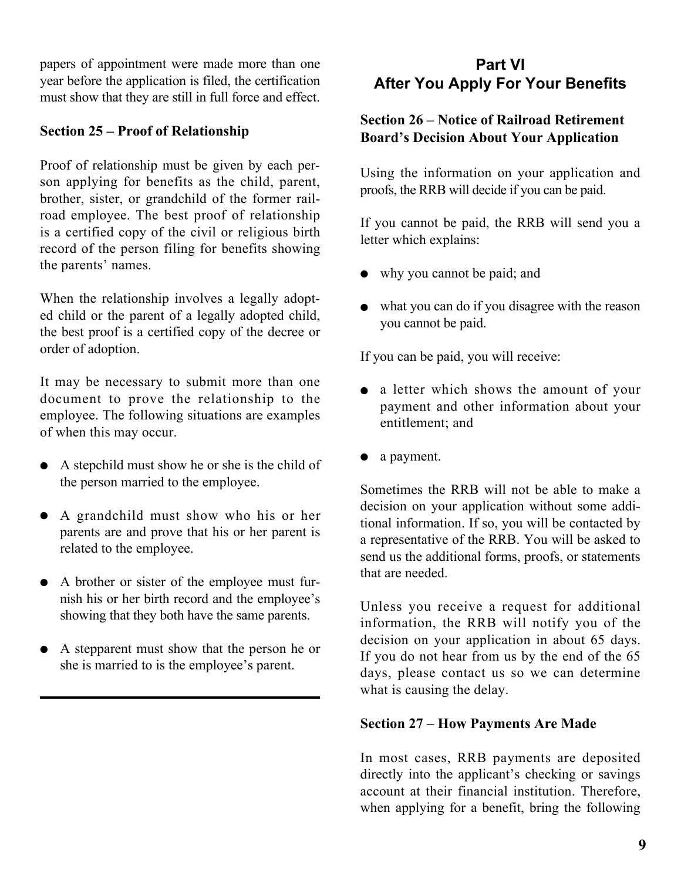papers of appointment were made more than one year before the application is filed, the certification must show that they are still in full force and effect.

### Section 25 – Proof of Relationship

Proof of relationship must be given by each person applying for benefits as the child, parent, brother, sister, or grandchild of the former railroad employee. The best proof of relationship is a certified copy of the civil or religious birth record of the person filing for benefits showing the parents' names.

When the relationship involves a legally adopted child or the parent of a legally adopted child, the best proof is a certified copy of the decree or order of adoption.

It may be necessary to submit more than one document to prove the relationship to the employee. The following situations are examples of when this may occur.

- A stepchild must show he or she is the child of the person married to the employee.
- A grandchild must show who his or her parents are and prove that his or her parent is related to the employee.
- A brother or sister of the employee must furnish his or her birth record and the employee's showing that they both have the same parents.
- A stepparent must show that the person he or she is married to is the employee's parent.

## Part VI
## After You Apply For Your Benefits

### Section 26 – Notice of Railroad Retirement Board's Decision About Your Application

Using the information on your application and proofs, the RRB will decide if you can be paid.

If you cannot be paid, the RRB will send you a letter which explains:

- why you cannot be paid; and
- what you can do if you disagree with the reason you cannot be paid.

If you can be paid, you will receive:

- a letter which shows the amount of your payment and other information about your entitlement; and
- a payment.

Sometimes the RRB will not be able to make a decision on your application without some additional information. If so, you will be contacted by a representative of the RRB. You will be asked to send us the additional forms, proofs, or statements that are needed.

Unless you receive a request for additional information, the RRB will notify you of the decision on your application in about 65 days. If you do not hear from us by the end of the 65 days, please contact us so we can determine what is causing the delay.

### Section 27 – How Payments Are Made

In most cases, RRB payments are deposited directly into the applicant's checking or savings account at their financial institution. Therefore, when applying for a benefit, bring the following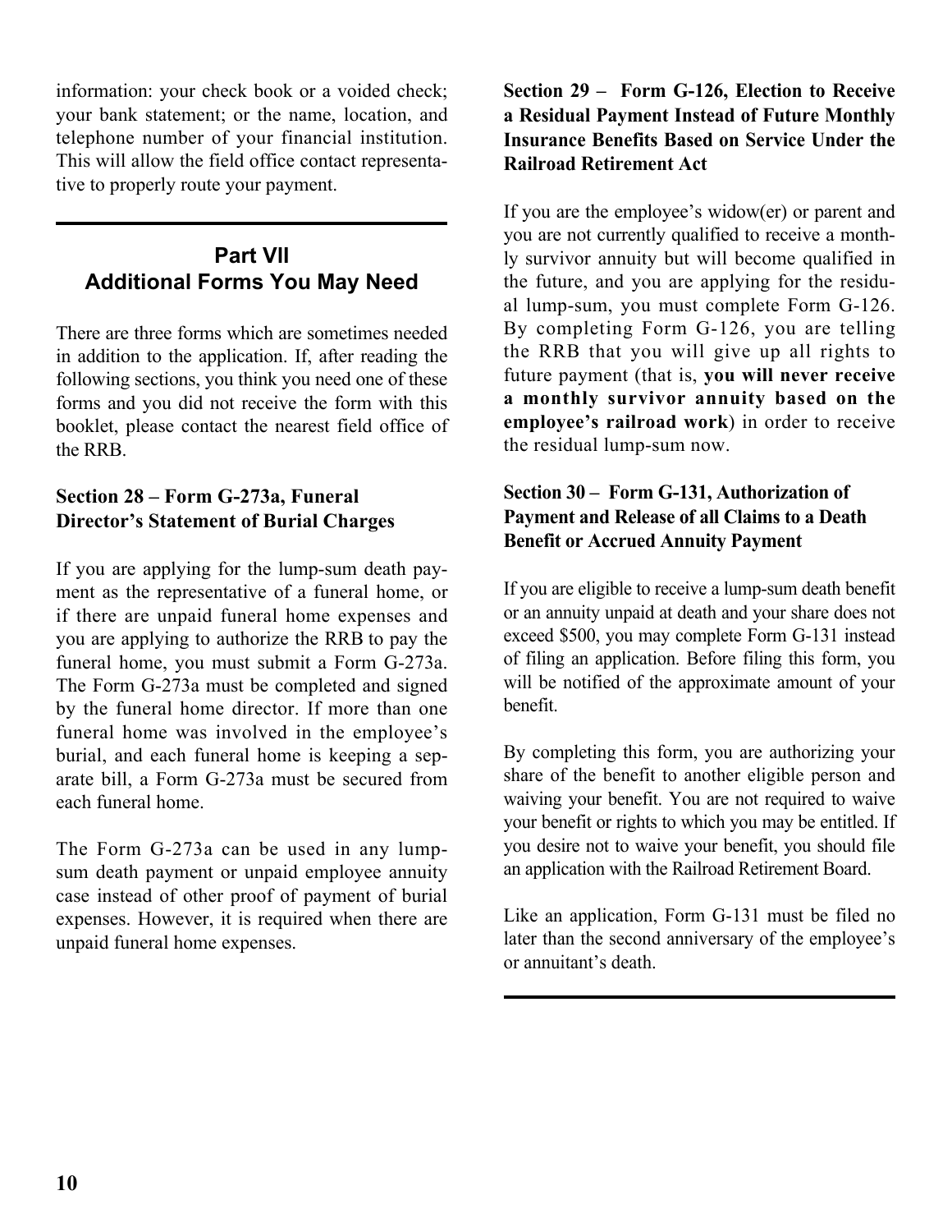information: your check book or a voided check; your bank statement; or the name, location, and telephone number of your financial institution. This will allow the field office contact representative to properly route your payment.

## Part VII
## Additional Forms You May Need

There are three forms which are sometimes needed in addition to the application. If, after reading the following sections, you think you need one of these forms and you did not receive the form with this booklet, please contact the nearest field office of the RRB.

### Section 28 – Form G-273a, Funeral Director's Statement of Burial Charges

If you are applying for the lump-sum death payment as the representative of a funeral home, or if there are unpaid funeral home expenses and you are applying to authorize the RRB to pay the funeral home, you must submit a Form G-273a. The Form G-273a must be completed and signed by the funeral home director. If more than one funeral home was involved in the employee's burial, and each funeral home is keeping a separate bill, a Form G-273a must be secured from each funeral home.

The Form G-273a can be used in any lump-sum death payment or unpaid employee annuity case instead of other proof of payment of burial expenses. However, it is required when there are unpaid funeral home expenses.

### Section 29 – Form G-126, Election to Receive a Residual Payment Instead of Future Monthly Insurance Benefits Based on Service Under the Railroad Retirement Act

If you are the employee's widow(er) or parent and you are not currently qualified to receive a monthly survivor annuity but will become qualified in the future, and you are applying for the residual lump-sum, you must complete Form G-126. By completing Form G-126, you are telling the RRB that you will give up all rights to future payment (that is, **you will never receive a monthly survivor annuity based on the employee's railroad work**) in order to receive the residual lump-sum now.

### Section 30 – Form G-131, Authorization of Payment and Release of all Claims to a Death Benefit or Accrued Annuity Payment

If you are eligible to receive a lump-sum death benefit or an annuity unpaid at death and your share does not exceed $500, you may complete Form G-131 instead of filing an application. Before filing this form, you will be notified of the approximate amount of your benefit.

By completing this form, you are authorizing your share of the benefit to another eligible person and waiving your benefit. You are not required to waive your benefit or rights to which you may be entitled. If you desire not to waive your benefit, you should file an application with the Railroad Retirement Board.

Like an application, Form G-131 must be filed no later than the second anniversary of the employee's or annuitant's death.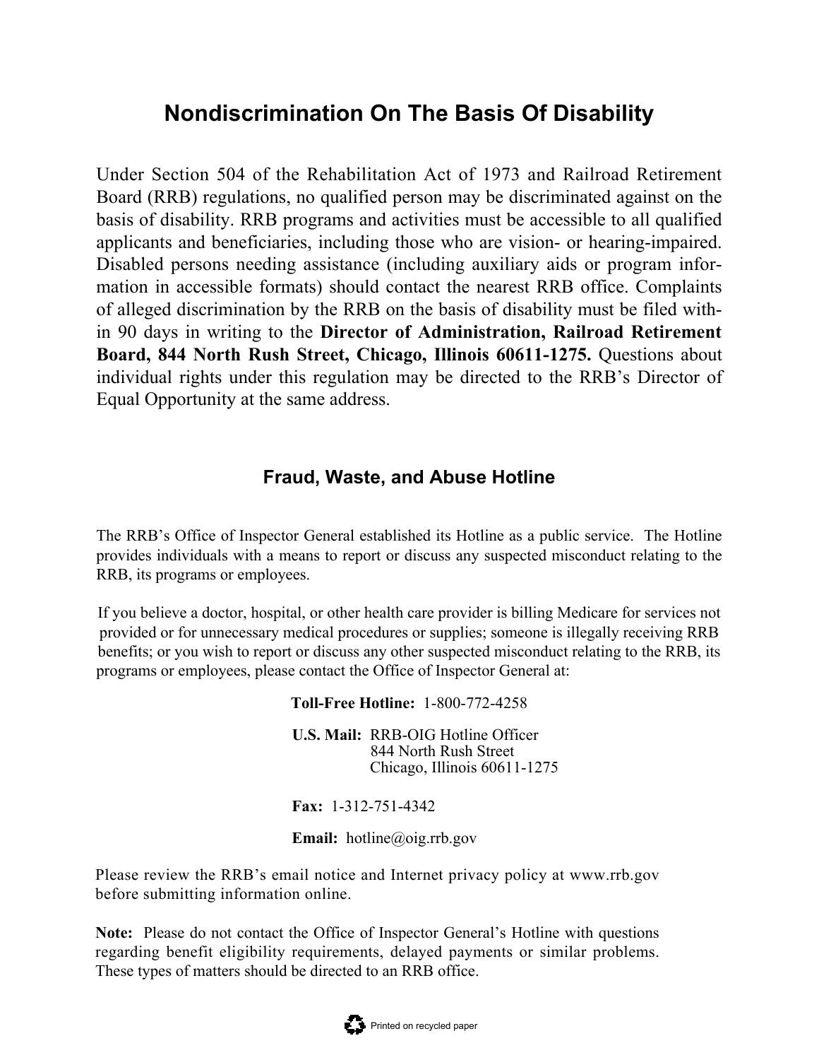# Nondiscrimination On The Basis Of Disability

Under Section 504 of the Rehabilitation Act of 1973 and Railroad Retirement Board (RRB) regulations, no qualified person may be discriminated against on the basis of disability. RRB programs and activities must be accessible to all qualified applicants and beneficiaries, including those who are vision- or hearing-impaired. Disabled persons needing assistance (including auxiliary aids or program information in accessible formats) should contact the nearest RRB office. Complaints of alleged discrimination by the RRB on the basis of disability must be filed within 90 days in writing to the **Director of Administration, Railroad Retirement Board, 844 North Rush Street, Chicago, Illinois 60611-1275.** Questions about individual rights under this regulation may be directed to the RRB's Director of Equal Opportunity at the same address.

## Fraud, Waste, and Abuse Hotline

The RRB's Office of Inspector General established its Hotline as a public service. The Hotline provides individuals with a means to report or discuss any suspected misconduct relating to the RRB, its programs or employees.

If you believe a doctor, hospital, or other health care provider is billing Medicare for services not provided or for unnecessary medical procedures or supplies; someone is illegally receiving RRB benefits; or you wish to report or discuss any other suspected misconduct relating to the RRB, its programs or employees, please contact the Office of Inspector General at:

**Toll-Free Hotline:** 1-800-772-4258

**U.S. Mail:** RRB-OIG Hotline Officer
844 North Rush Street
Chicago, Illinois 60611-1275

**Fax:** 1-312-751-4342

**Email:** hotline@oig.rrb.gov

Please review the RRB's email notice and Internet privacy policy at www.rrb.gov before submitting information online.

**Note:** Please do not contact the Office of Inspector General's Hotline with questions regarding benefit eligibility requirements, delayed payments or similar problems. These types of matters should be directed to an RRB office.

Printed on recycled paper